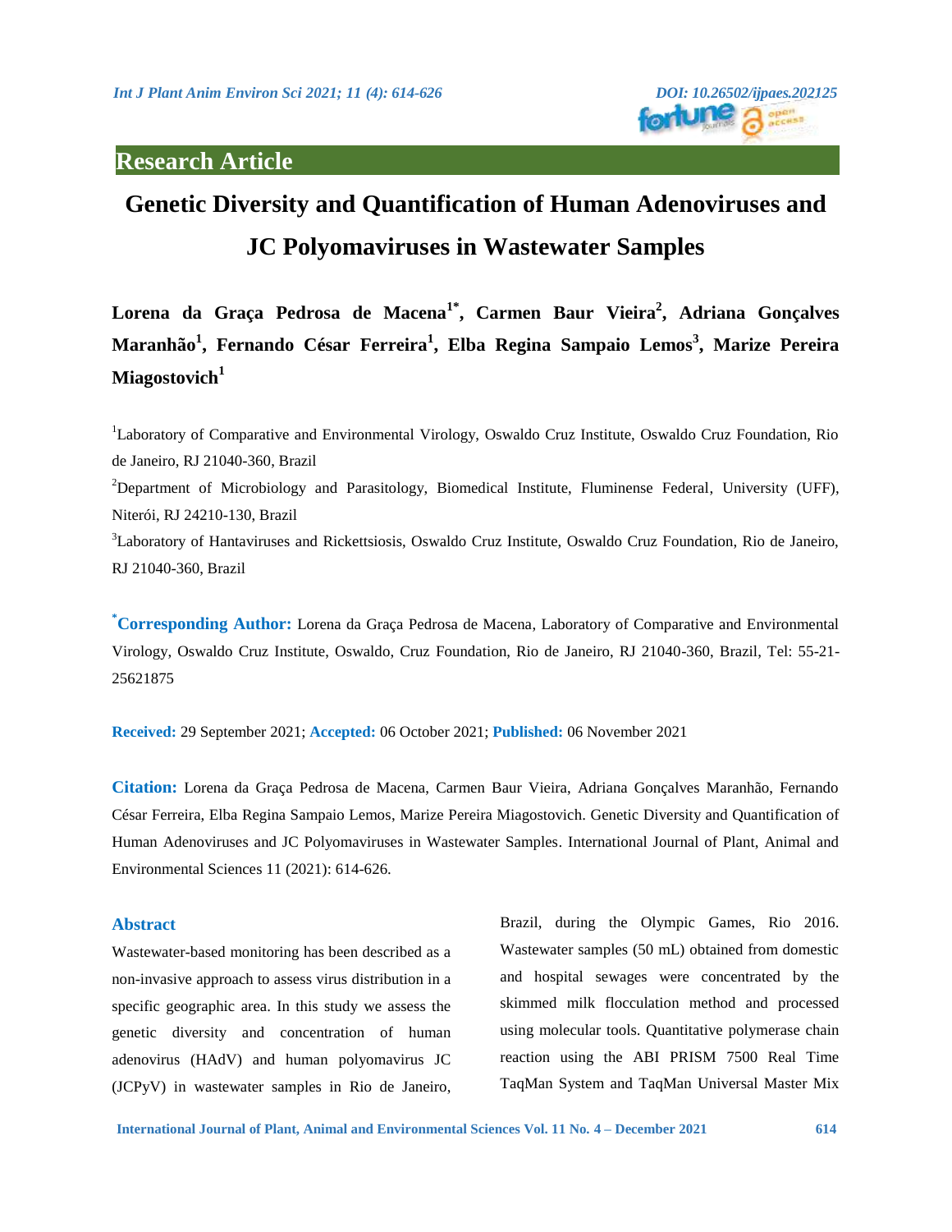## Research Article

# Genetic Diversity and Quantification of Human Adenoviruses and JC Polyomaviruses in Wastewater Samples

**Lorena da Graça Pedrosa de Macena[1*], Carmen Baur Vieira[2], Adriana Gonçalves Maranhão[1], Fernando César Ferreira[1], Elba Regina Sampaio Lemos[3], Marize Pereira Miagostovich[1]**

[1]Laboratory of Comparative and Environmental Virology, Oswaldo Cruz Institute, Oswaldo Cruz Foundation, Rio de Janeiro, RJ 21040-360, Brazil

[2]Department of Microbiology and Parasitology, Biomedical Institute, Fluminense Federal, University (UFF), Niterói, RJ 24210-130, Brazil

[3]Laboratory of Hantaviruses and Rickettsiosis, Oswaldo Cruz Institute, Oswaldo Cruz Foundation, Rio de Janeiro, RJ 21040-360, Brazil

**[*]Corresponding Author:** Lorena da Graça Pedrosa de Macena, Laboratory of Comparative and Environmental Virology, Oswaldo Cruz Institute, Oswaldo, Cruz Foundation, Rio de Janeiro, RJ 21040-360, Brazil, Tel: 55-21-25621875

**Received:** 29 September 2021; **Accepted:** 06 October 2021; **Published:** 06 November 2021

**Citation:** Lorena da Graça Pedrosa de Macena, Carmen Baur Vieira, Adriana Gonçalves Maranhão, Fernando César Ferreira, Elba Regina Sampaio Lemos, Marize Pereira Miagostovich. Genetic Diversity and Quantification of Human Adenoviruses and JC Polyomaviruses in Wastewater Samples. International Journal of Plant, Animal and Environmental Sciences 11 (2021): 614-626.

## Abstract

Wastewater-based monitoring has been described as a non-invasive approach to assess virus distribution in a specific geographic area. In this study we assess the genetic diversity and concentration of human adenovirus (HAdV) and human polyomavirus JC (JCPyV) in wastewater samples in Rio de Janeiro, Brazil, during the Olympic Games, Rio 2016. Wastewater samples (50 mL) obtained from domestic and hospital sewages were concentrated by the skimmed milk flocculation method and processed using molecular tools. Quantitative polymerase chain reaction using the ABI PRISM 7500 Real Time TaqMan System and TaqMan Universal Master Mix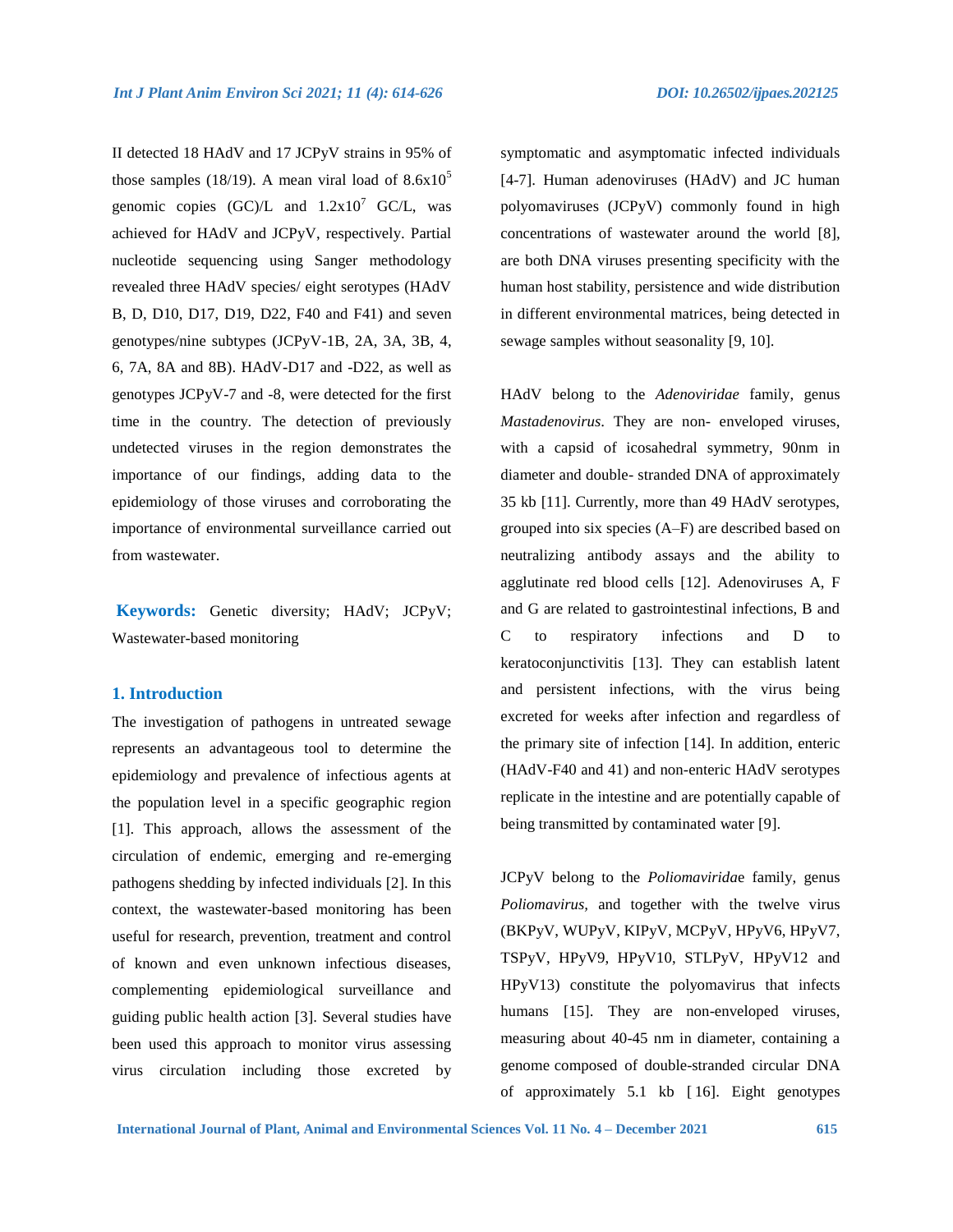II detected 18 HAdV and 17 JCPyV strains in 95% of those samples (18/19). A mean viral load of $8.6 \times 10^5$ genomic copies (GC)/L and $1.2 \times 10^7$ GC/L, was achieved for HAdV and JCPyV, respectively. Partial nucleotide sequencing using Sanger methodology revealed three HAdV species/ eight serotypes (HAdV B, D, D10, D17, D19, D22, F40 and F41) and seven genotypes/nine subtypes (JCPyV-1B, 2A, 3A, 3B, 4, 6, 7A, 8A and 8B). HAdV-D17 and -D22, as well as genotypes JCPyV-7 and -8, were detected for the first time in the country. The detection of previously undetected viruses in the region demonstrates the importance of our findings, adding data to the epidemiology of those viruses and corroborating the importance of environmental surveillance carried out from wastewater.

**Keywords:** Genetic diversity; HAdV; JCPyV; Wastewater-based monitoring

## 1. Introduction

The investigation of pathogens in untreated sewage represents an advantageous tool to determine the epidemiology and prevalence of infectious agents at the population level in a specific geographic region [1]. This approach, allows the assessment of the circulation of endemic, emerging and re-emerging pathogens shedding by infected individuals [2]. In this context, the wastewater-based monitoring has been useful for research, prevention, treatment and control of known and even unknown infectious diseases, complementing epidemiological surveillance and guiding public health action [3]. Several studies have been used this approach to monitor virus assessing virus circulation including those excreted by symptomatic and asymptomatic infected individuals [4-7]. Human adenoviruses (HAdV) and JC human polyomaviruses (JCPyV) commonly found in high concentrations of wastewater around the world [8], are both DNA viruses presenting specificity with the human host stability, persistence and wide distribution in different environmental matrices, being detected in sewage samples without seasonality [9, 10].

HAdV belong to the *Adenoviridae* family, genus *Mastadenovirus*. They are non- enveloped viruses, with a capsid of icosahedral symmetry, 90nm in diameter and double- stranded DNA of approximately 35 kb [11]. Currently, more than 49 HAdV serotypes, grouped into six species (A–F) are described based on neutralizing antibody assays and the ability to agglutinate red blood cells [12]. Adenoviruses A, F and G are related to gastrointestinal infections, B and C to respiratory infections and D to keratoconjunctivitis [13]. They can establish latent and persistent infections, with the virus being excreted for weeks after infection and regardless of the primary site of infection [14]. In addition, enteric (HAdV-F40 and 41) and non-enteric HAdV serotypes replicate in the intestine and are potentially capable of being transmitted by contaminated water [9].

JCPyV belong to the *Poliomavirida*e family, genus *Poliomavirus*, and together with the twelve virus (BKPyV, WUPyV, KIPyV, MCPyV, HPyV6, HPyV7, TSPyV, HPyV9, HPyV10, STLPyV, HPyV12 and HPyV13) constitute the polyomavirus that infects humans [15]. They are non-enveloped viruses, measuring about 40-45 nm in diameter, containing a genome composed of double-stranded circular DNA of approximately 5.1 kb [16]. Eight genotypes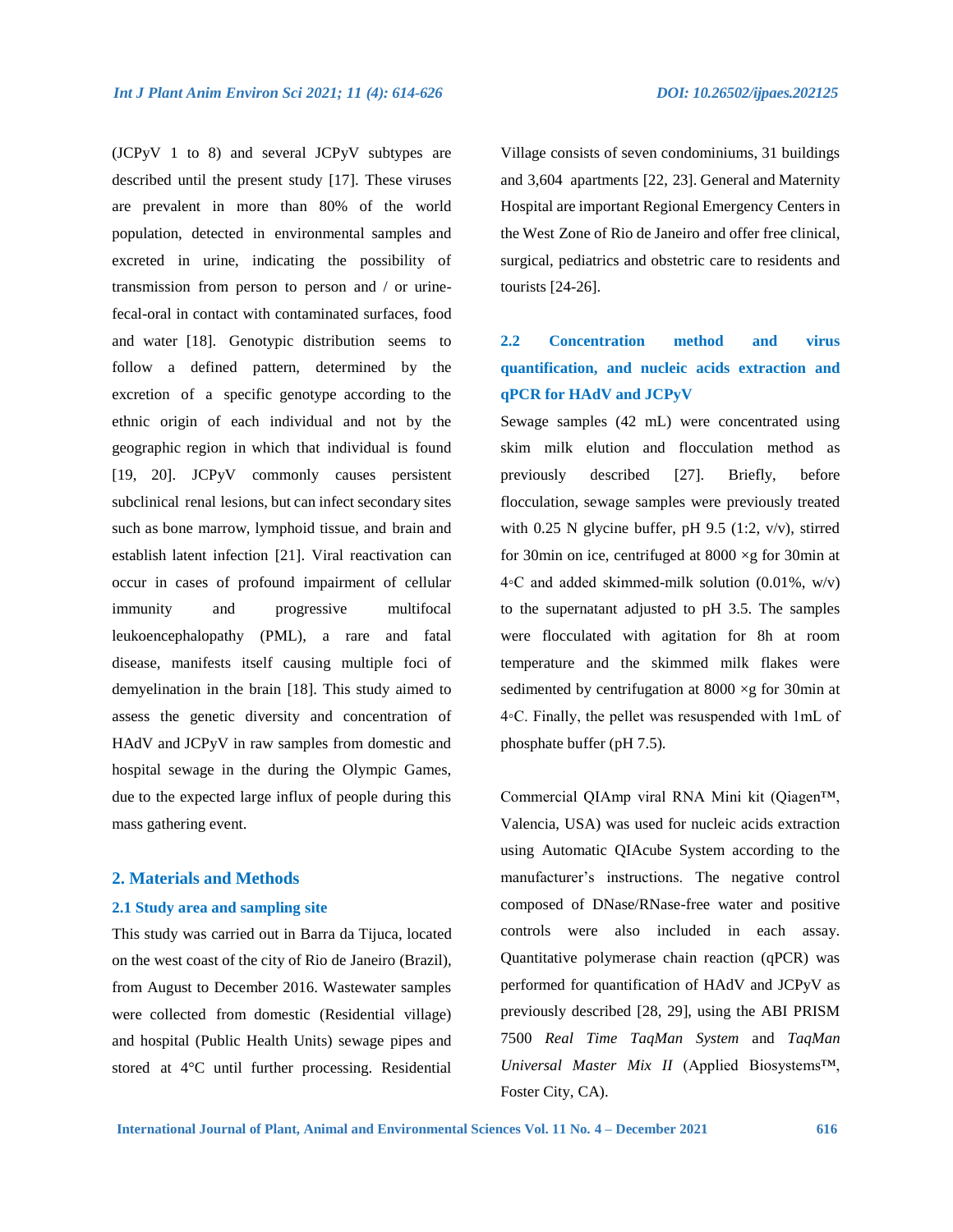(JCPyV 1 to 8) and several JCPyV subtypes are described until the present study [17]. These viruses are prevalent in more than 80% of the world population, detected in environmental samples and excreted in urine, indicating the possibility of transmission from person to person and / or urine-fecal-oral in contact with contaminated surfaces, food and water [18]. Genotypic distribution seems to follow a defined pattern, determined by the excretion of a specific genotype according to the ethnic origin of each individual and not by the geographic region in which that individual is found [19, 20]. JCPyV commonly causes persistent subclinical renal lesions, but can infect secondary sites such as bone marrow, lymphoid tissue, and brain and establish latent infection [21]. Viral reactivation can occur in cases of profound impairment of cellular immunity and progressive multifocal leukoencephalopathy (PML), a rare and fatal disease, manifests itself causing multiple foci of demyelination in the brain [18]. This study aimed to assess the genetic diversity and concentration of HAdV and JCPyV in raw samples from domestic and hospital sewage in the during the Olympic Games, due to the expected large influx of people during this mass gathering event.

## 2. Materials and Methods

### 2.1 Study area and sampling site

This study was carried out in Barra da Tijuca, located on the west coast of the city of Rio de Janeiro (Brazil), from August to December 2016. Wastewater samples were collected from domestic (Residential village) and hospital (Public Health Units) sewage pipes and stored at 4°C until further processing. Residential Village consists of seven condominiums, 31 buildings and 3,604 apartments [22, 23]. General and Maternity Hospital are important Regional Emergency Centers in the West Zone of Rio de Janeiro and offer free clinical, surgical, pediatrics and obstetric care to residents and tourists [24-26].

### 2.2 Concentration method and virus quantification, and nucleic acids extraction and qPCR for HAdV and JCPyV

Sewage samples (42 mL) were concentrated using skim milk elution and flocculation method as previously described [27]. Briefly, before flocculation, sewage samples were previously treated with 0.25 N glycine buffer, pH 9.5 (1:2, v/v), stirred for 30min on ice, centrifuged at 8000 ×g for 30min at 4◦C and added skimmed-milk solution (0.01%, w/v) to the supernatant adjusted to pH 3.5. The samples were flocculated with agitation for 8h at room temperature and the skimmed milk flakes were sedimented by centrifugation at 8000 ×g for 30min at 4◦C. Finally, the pellet was resuspended with 1mL of phosphate buffer (pH 7.5).

Commercial QIAmp viral RNA Mini kit (Qiagen™, Valencia, USA) was used for nucleic acids extraction using Automatic QIAcube System according to the manufacturer's instructions. The negative control composed of DNase/RNase-free water and positive controls were also included in each assay. Quantitative polymerase chain reaction (qPCR) was performed for quantification of HAdV and JCPyV as previously described [28, 29], using the ABI PRISM 7500 *Real Time TaqMan System* and *TaqMan Universal Master Mix II* (Applied Biosystems™, Foster City, CA).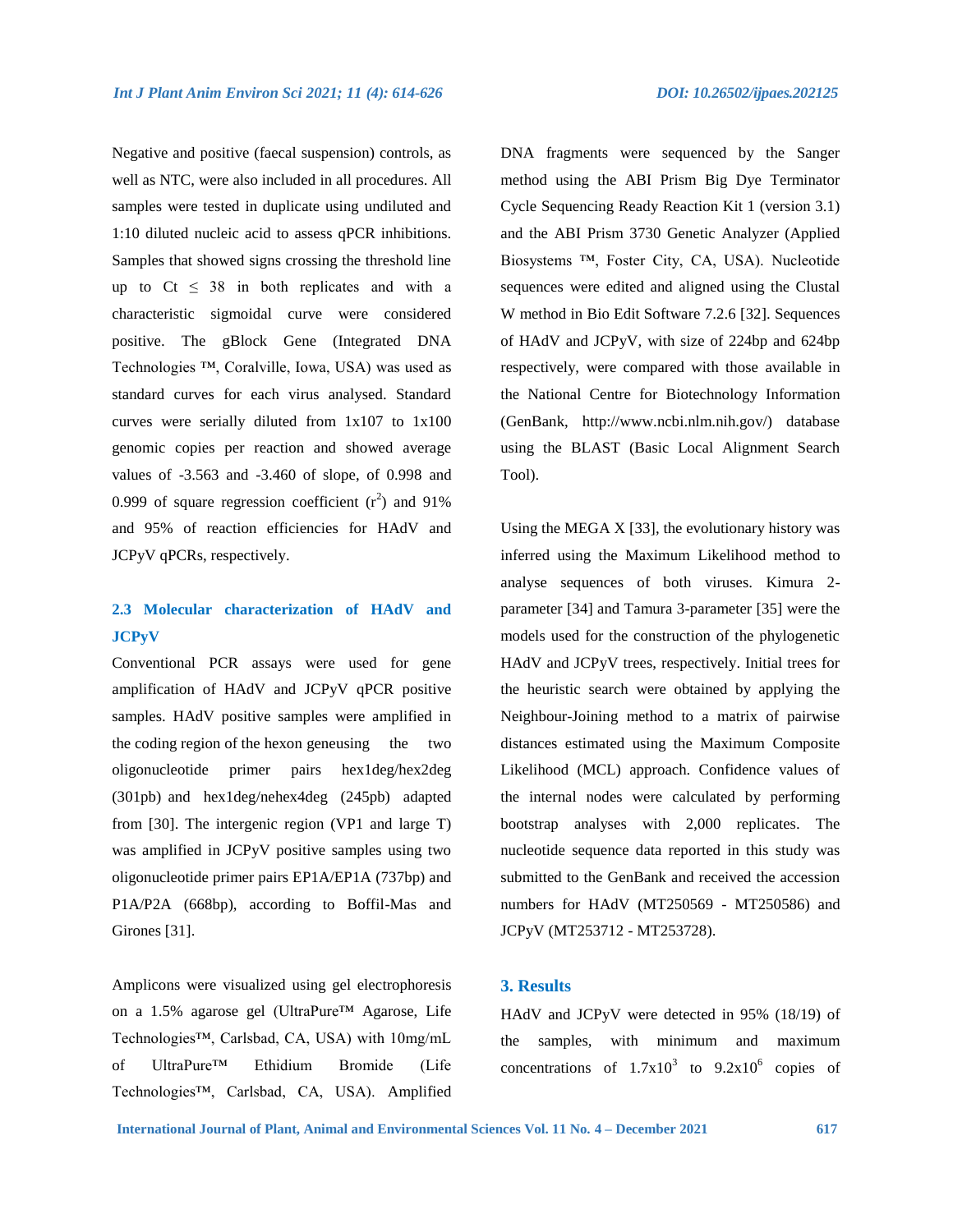Negative and positive (faecal suspension) controls, as well as NTC, were also included in all procedures. All samples were tested in duplicate using undiluted and 1:10 diluted nucleic acid to assess qPCR inhibitions. Samples that showed signs crossing the threshold line up to Ct ≤ 38 in both replicates and with a characteristic sigmoidal curve were considered positive. The gBlock Gene (Integrated DNA Technologies ™, Coralville, Iowa, USA) was used as standard curves for each virus analysed. Standard curves were serially diluted from 1x107 to 1x100 genomic copies per reaction and showed average values of -3.563 and -3.460 of slope, of 0.998 and 0.999 of square regression coefficient ($r^2$) and 91% and 95% of reaction efficiencies for HAdV and JCPyV qPCRs, respectively.

### 2.3 Molecular characterization of HAdV and JCPyV

Conventional PCR assays were used for gene amplification of HAdV and JCPyV qPCR positive samples. HAdV positive samples were amplified in the coding region of the hexon geneusing the two oligonucleotide primer pairs hex1deg/hex2deg (301pb) and hex1deg/nehex4deg (245pb) adapted from [30]. The intergenic region (VP1 and large T) was amplified in JCPyV positive samples using two oligonucleotide primer pairs EP1A/EP1A (737bp) and P1A/P2A (668bp), according to Boffil-Mas and Girones [31].

Amplicons were visualized using gel electrophoresis on a 1.5% agarose gel (UltraPure™ Agarose, Life Technologies™, Carlsbad, CA, USA) with 10mg/mL of UltraPure™ Ethidium Bromide (Life Technologies™, Carlsbad, CA, USA). Amplified DNA fragments were sequenced by the Sanger method using the ABI Prism Big Dye Terminator Cycle Sequencing Ready Reaction Kit 1 (version 3.1) and the ABI Prism 3730 Genetic Analyzer (Applied Biosystems ™, Foster City, CA, USA). Nucleotide sequences were edited and aligned using the Clustal W method in Bio Edit Software 7.2.6 [32]. Sequences of HAdV and JCPyV, with size of 224bp and 624bp respectively, were compared with those available in the National Centre for Biotechnology Information (GenBank, http://www.ncbi.nlm.nih.gov/) database using the BLAST (Basic Local Alignment Search Tool).

Using the MEGA X [33], the evolutionary history was inferred using the Maximum Likelihood method to analyse sequences of both viruses. Kimura 2-parameter [34] and Tamura 3-parameter [35] were the models used for the construction of the phylogenetic HAdV and JCPyV trees, respectively. Initial trees for the heuristic search were obtained by applying the Neighbour-Joining method to a matrix of pairwise distances estimated using the Maximum Composite Likelihood (MCL) approach. Confidence values of the internal nodes were calculated by performing bootstrap analyses with 2,000 replicates. The nucleotide sequence data reported in this study was submitted to the GenBank and received the accession numbers for HAdV (MT250569 - MT250586) and JCPyV (MT253712 - MT253728).

## 3. Results

HAdV and JCPyV were detected in 95% (18/19) of the samples, with minimum and maximum concentrations of $1.7 \times 10^3$ to $9.2 \times 10^6$ copies of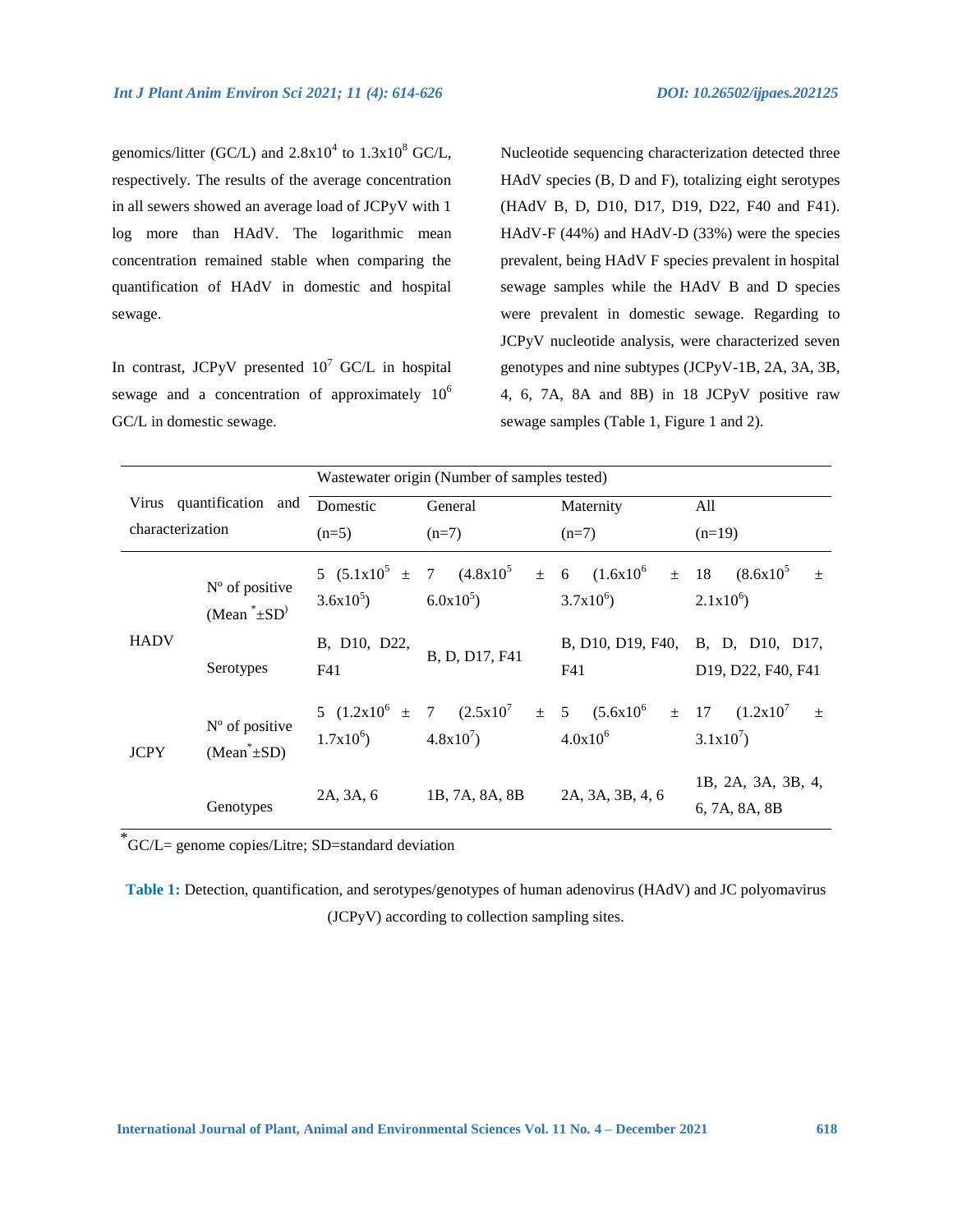genomics/litter (GC/L) and $2.8x10^4$ to $1.3x10^8$ GC/L, respectively. The results of the average concentration in all sewers showed an average load of JCPyV with 1 log more than HAdV. The logarithmic mean concentration remained stable when comparing the quantification of HAdV in domestic and hospital sewage.

In contrast, JCPyV presented $10^7$ GC/L in hospital sewage and a concentration of approximately $10^6$ GC/L in domestic sewage.

Nucleotide sequencing characterization detected three HAdV species (B, D and F), totalizing eight serotypes (HAdV B, D, D10, D17, D19, D22, F40 and F41). HAdV-F (44%) and HAdV-D (33%) were the species prevalent, being HAdV F species prevalent in hospital sewage samples while the HAdV B and D species were prevalent in domestic sewage. Regarding to JCPyV nucleotide analysis, were characterized seven genotypes and nine subtypes (JCPyV-1B, 2A, 3A, 3B, 4, 6, 7A, 8A and 8B) in 18 JCPyV positive raw sewage samples (Table 1, Figure 1 and 2).

| Virus quantification and characterization | | Wastewater origin (Number of samples tested) | | | |
|---|---|---|---|---|---|
| | | Domestic (n=5) | General (n=7) | Maternity (n=7) | All (n=19) |
| HADV | Nº of positive (Mean*±SD) | 5 ($5.1x10^5$ ± $3.6x10^5$) | 7 ($4.8x10^5$ ± $6.0x10^5$) | 6 ($1.6x10^6$ ± $3.7x10^6$) | 18 ($8.6x10^5$ ± $2.1x10^6$) |
| | Serotypes | B, D10, D22, F41 | B, D, D17, F41 | B, D10, D19, F40, F41 | B, D, D10, D17, D19, D22, F40, F41 |
| JCPY | Nº of positive (Mean*±SD) | 5 ($1.2x10^6$ ± $1.7x10^6$) | 7 ($2.5x10^7$ ± $4.8x10^7$) | 5 ($5.6x10^6$ ± $4.0x10^6$ | 17 ($1.2x10^7$ ± $3.1x10^7$) |
| | Genotypes | 2A, 3A, 6 | 1B, 7A, 8A, 8B | 2A, 3A, 3B, 4, 6 | 1B, 2A, 3A, 3B, 4, 6, 7A, 8A, 8B |

*GC/L= genome copies/Litre; SD=standard deviation

**Table 1:** Detection, quantification, and serotypes/genotypes of human adenovirus (HAdV) and JC polyomavirus (JCPyV) according to collection sampling sites.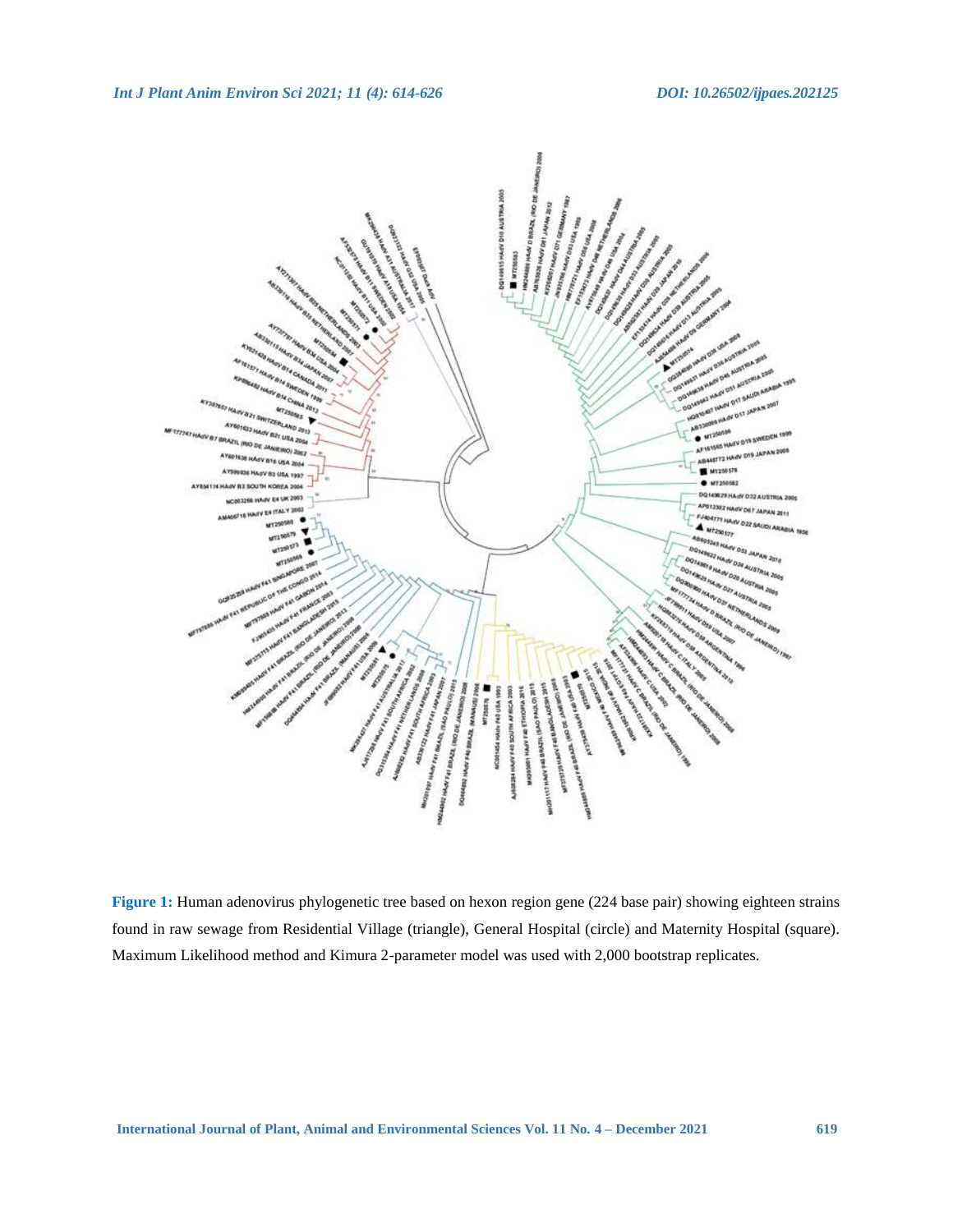**Figure 1:** Human adenovirus phylogenetic tree based on hexon region gene (224 base pair) showing eighteen strains found in raw sewage from Residential Village (triangle), General Hospital (circle) and Maternity Hospital (square). Maximum Likelihood method and Kimura 2-parameter model was used with 2,000 bootstrap replicates.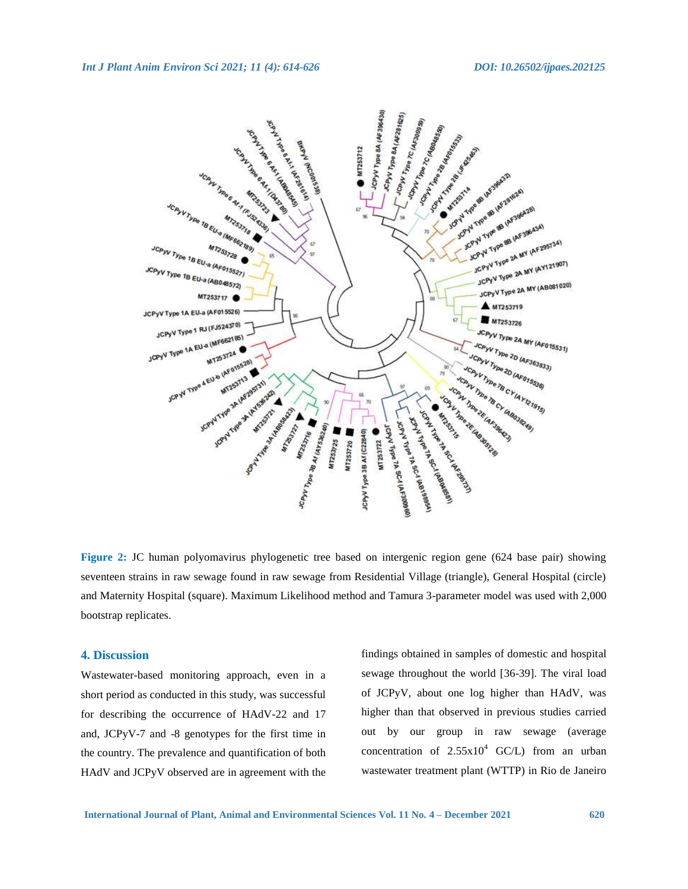**Figure 2:** JC human polyomavirus phylogenetic tree based on intergenic region gene (624 base pair) showing seventeen strains in raw sewage found in raw sewage from Residential Village (triangle), General Hospital (circle) and Maternity Hospital (square). Maximum Likelihood method and Tamura 3-parameter model was used with 2,000 bootstrap replicates.

## 4. Discussion

Wastewater-based monitoring approach, even in a short period as conducted in this study, was successful for describing the occurrence of HAdV-22 and 17 and, JCPyV-7 and -8 genotypes for the first time in the country. The prevalence and quantification of both HAdV and JCPyV observed are in agreement with the findings obtained in samples of domestic and hospital sewage throughout the world [36-39]. The viral load of JCPyV, about one log higher than HAdV, was higher than that observed in previous studies carried out by our group in raw sewage (average concentration of $2.55 \times 10^4$ GC/L) from an urban wastewater treatment plant (WTTP) in Rio de Janeiro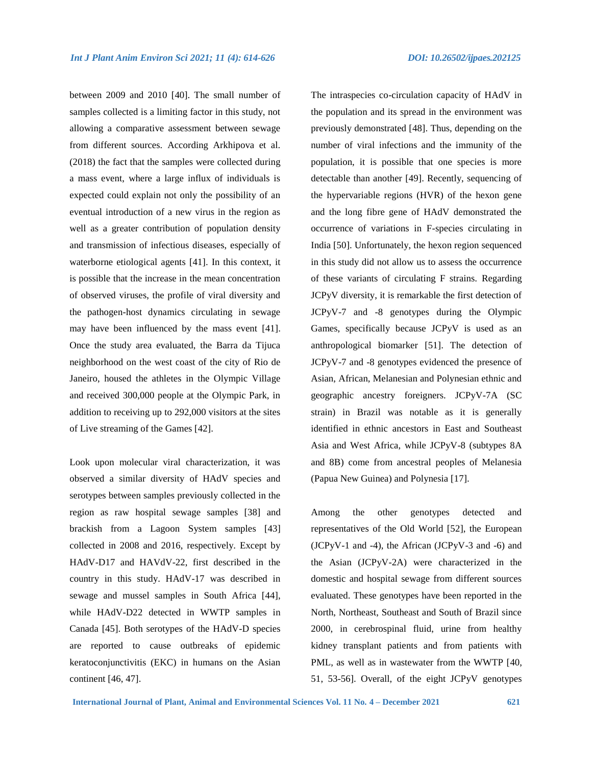between 2009 and 2010 [40]. The small number of samples collected is a limiting factor in this study, not allowing a comparative assessment between sewage from different sources. According Arkhipova et al. (2018) the fact that the samples were collected during a mass event, where a large influx of individuals is expected could explain not only the possibility of an eventual introduction of a new virus in the region as well as a greater contribution of population density and transmission of infectious diseases, especially of waterborne etiological agents [41]. In this context, it is possible that the increase in the mean concentration of observed viruses, the profile of viral diversity and the pathogen-host dynamics circulating in sewage may have been influenced by the mass event [41]. Once the study area evaluated, the Barra da Tijuca neighborhood on the west coast of the city of Rio de Janeiro, housed the athletes in the Olympic Village and received 300,000 people at the Olympic Park, in addition to receiving up to 292,000 visitors at the sites of Live streaming of the Games [42].

Look upon molecular viral characterization, it was observed a similar diversity of HAdV species and serotypes between samples previously collected in the region as raw hospital sewage samples [38] and brackish from a Lagoon System samples [43] collected in 2008 and 2016, respectively. Except by HAdV-D17 and HAVdV-22, first described in the country in this study. HAdV-17 was described in sewage and mussel samples in South Africa [44], while HAdV-D22 detected in WWTP samples in Canada [45]. Both serotypes of the HAdV-D species are reported to cause outbreaks of epidemic keratoconjunctivitis (EKC) in humans on the Asian continent [46, 47].

The intraspecies co-circulation capacity of HAdV in the population and its spread in the environment was previously demonstrated [48]. Thus, depending on the number of viral infections and the immunity of the population, it is possible that one species is more detectable than another [49]. Recently, sequencing of the hypervariable regions (HVR) of the hexon gene and the long fibre gene of HAdV demonstrated the occurrence of variations in F-species circulating in India [50]. Unfortunately, the hexon region sequenced in this study did not allow us to assess the occurrence of these variants of circulating F strains. Regarding JCPyV diversity, it is remarkable the first detection of JCPyV-7 and -8 genotypes during the Olympic Games, specifically because JCPyV is used as an anthropological biomarker [51]. The detection of JCPyV-7 and -8 genotypes evidenced the presence of Asian, African, Melanesian and Polynesian ethnic and geographic ancestry foreigners. JCPyV-7A (SC strain) in Brazil was notable as it is generally identified in ethnic ancestors in East and Southeast Asia and West Africa, while JCPyV-8 (subtypes 8A and 8B) come from ancestral peoples of Melanesia (Papua New Guinea) and Polynesia [17].

Among the other genotypes detected and representatives of the Old World [52], the European (JCPyV-1 and -4), the African (JCPyV-3 and -6) and the Asian (JCPyV-2A) were characterized in the domestic and hospital sewage from different sources evaluated. These genotypes have been reported in the North, Northeast, Southeast and South of Brazil since 2000, in cerebrospinal fluid, urine from healthy kidney transplant patients and from patients with PML, as well as in wastewater from the WWTP [40, 51, 53-56]. Overall, of the eight JCPyV genotypes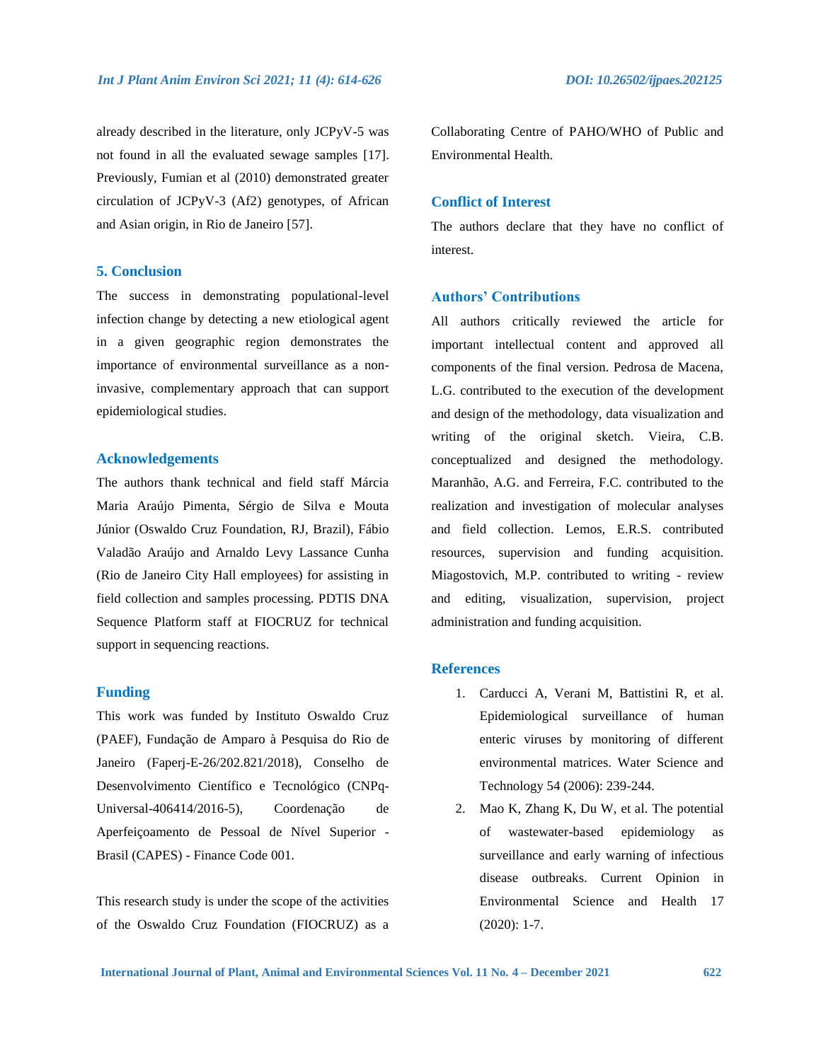already described in the literature, only JCPyV-5 was not found in all the evaluated sewage samples [17]. Previously, Fumian et al (2010) demonstrated greater circulation of JCPyV-3 (Af2) genotypes, of African and Asian origin, in Rio de Janeiro [57].

## 5. Conclusion

The success in demonstrating populational-level infection change by detecting a new etiological agent in a given geographic region demonstrates the importance of environmental surveillance as a non-invasive, complementary approach that can support epidemiological studies.

## Acknowledgements

The authors thank technical and field staff Márcia Maria Araújo Pimenta, Sérgio de Silva e Mouta Júnior (Oswaldo Cruz Foundation, RJ, Brazil), Fábio Valadão Araújo and Arnaldo Levy Lassance Cunha (Rio de Janeiro City Hall employees) for assisting in field collection and samples processing. PDTIS DNA Sequence Platform staff at FIOCRUZ for technical support in sequencing reactions.

## Funding

This work was funded by Instituto Oswaldo Cruz (PAEF), Fundação de Amparo à Pesquisa do Rio de Janeiro (Faperj-E-26/202.821/2018), Conselho de Desenvolvimento Científico e Tecnológico (CNPq-Universal-406414/2016-5), Coordenação de Aperfeiçoamento de Pessoal de Nível Superior - Brasil (CAPES) - Finance Code 001.

This research study is under the scope of the activities of the Oswaldo Cruz Foundation (FIOCRUZ) as a Collaborating Centre of PAHO/WHO of Public and Environmental Health.

## Conflict of Interest

The authors declare that they have no conflict of interest.

## Authors' Contributions

All authors critically reviewed the article for important intellectual content and approved all components of the final version. Pedrosa de Macena, L.G. contributed to the execution of the development and design of the methodology, data visualization and writing of the original sketch. Vieira, C.B. conceptualized and designed the methodology. Maranhão, A.G. and Ferreira, F.C. contributed to the realization and investigation of molecular analyses and field collection. Lemos, E.R.S. contributed resources, supervision and funding acquisition. Miagostovich, M.P. contributed to writing - review and editing, visualization, supervision, project administration and funding acquisition.

## References

1. Carducci A, Verani M, Battistini R, et al. Epidemiological surveillance of human enteric viruses by monitoring of different environmental matrices. Water Science and Technology 54 (2006): 239-244.
2. Mao K, Zhang K, Du W, et al. The potential of wastewater-based epidemiology as surveillance and early warning of infectious disease outbreaks. Current Opinion in Environmental Science and Health 17 (2020): 1-7.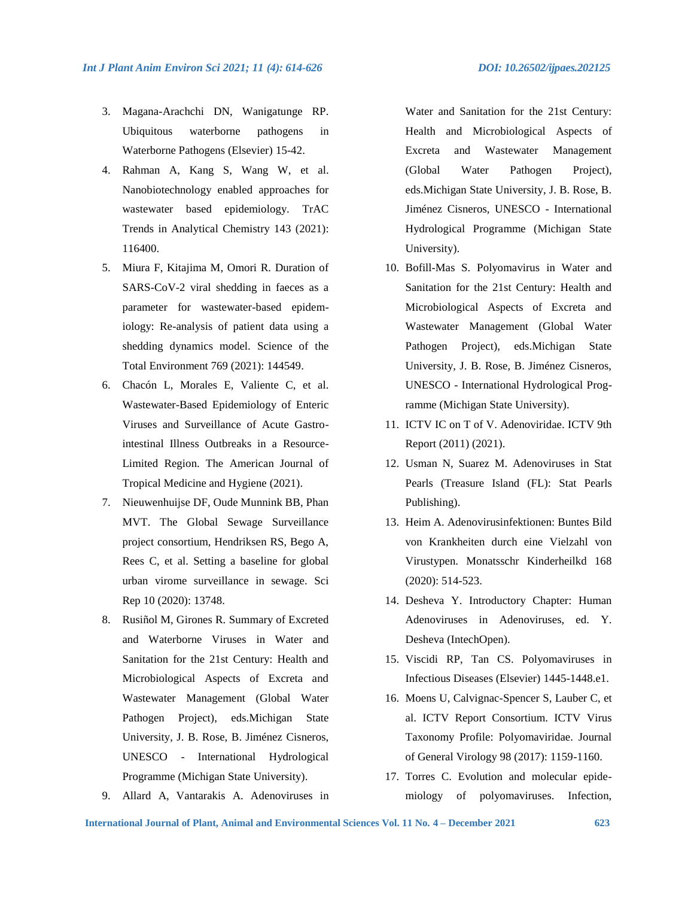3. Magana-Arachchi DN, Wanigatunge RP. Ubiquitous waterborne pathogens in Waterborne Pathogens (Elsevier) 15-42.
4. Rahman A, Kang S, Wang W, et al. Nanobiotechnology enabled approaches for wastewater based epidemiology. TrAC Trends in Analytical Chemistry 143 (2021): 116400.
5. Miura F, Kitajima M, Omori R. Duration of SARS-CoV-2 viral shedding in faeces as a parameter for wastewater-based epidemiology: Re-analysis of patient data using a shedding dynamics model. Science of the Total Environment 769 (2021): 144549.
6. Chacón L, Morales E, Valiente C, et al. Wastewater-Based Epidemiology of Enteric Viruses and Surveillance of Acute Gastrointestinal Illness Outbreaks in a Resource-Limited Region. The American Journal of Tropical Medicine and Hygiene (2021).
7. Nieuwenhuijse DF, Oude Munnink BB, Phan MVT. The Global Sewage Surveillance project consortium, Hendriksen RS, Bego A, Rees C, et al. Setting a baseline for global urban virome surveillance in sewage. Sci Rep 10 (2020): 13748.
8. Rusiñol M, Girones R. Summary of Excreted and Waterborne Viruses in Water and Sanitation for the 21st Century: Health and Microbiological Aspects of Excreta and Wastewater Management (Global Water Pathogen Project), eds.Michigan State University, J. B. Rose, B. Jiménez Cisneros, UNESCO - International Hydrological Programme (Michigan State University).
9. Allard A, Vantarakis A. Adenoviruses in Water and Sanitation for the 21st Century: Health and Microbiological Aspects of Excreta and Wastewater Management (Global Water Pathogen Project), eds.Michigan State University, J. B. Rose, B. Jiménez Cisneros, UNESCO - International Hydrological Programme (Michigan State University).
10. Bofill-Mas S. Polyomavirus in Water and Sanitation for the 21st Century: Health and Microbiological Aspects of Excreta and Wastewater Management (Global Water Pathogen Project), eds.Michigan State University, J. B. Rose, B. Jiménez Cisneros, UNESCO - International Hydrological Programme (Michigan State University).
11. ICTV IC on T of V. Adenoviridae. ICTV 9th Report (2011) (2021).
12. Usman N, Suarez M. Adenoviruses in Stat Pearls (Treasure Island (FL): Stat Pearls Publishing).
13. Heim A. Adenovirusinfektionen: Buntes Bild von Krankheiten durch eine Vielzahl von Virustypen. Monatsschr Kinderheilkd 168 (2020): 514-523.
14. Desheva Y. Introductory Chapter: Human Adenoviruses in Adenoviruses, ed. Y. Desheva (IntechOpen).
15. Viscidi RP, Tan CS. Polyomaviruses in Infectious Diseases (Elsevier) 1445-1448.e1.
16. Moens U, Calvignac-Spencer S, Lauber C, et al. ICTV Report Consortium. ICTV Virus Taxonomy Profile: Polyomaviridae. Journal of General Virology 98 (2017): 1159-1160.
17. Torres C. Evolution and molecular epidemiology of polyomaviruses. Infection,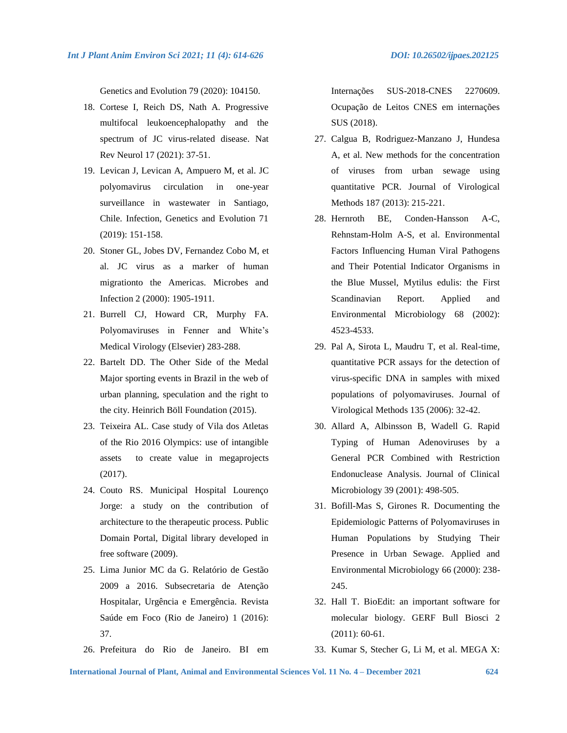Genetics and Evolution 79 (2020): 104150.

18. Cortese I, Reich DS, Nath A. Progressive multifocal leukoencephalopathy and the spectrum of JC virus-related disease. Nat Rev Neurol 17 (2021): 37-51.
19. Levican J, Levican A, Ampuero M, et al. JC polyomavirus circulation in one-year surveillance in wastewater in Santiago, Chile. Infection, Genetics and Evolution 71 (2019): 151-158.
20. Stoner GL, Jobes DV, Fernandez Cobo M, et al. JC virus as a marker of human migrationto the Americas. Microbes and Infection 2 (2000): 1905-1911.
21. Burrell CJ, Howard CR, Murphy FA. Polyomaviruses in Fenner and White's Medical Virology (Elsevier) 283-288.
22. Bartelt DD. The Other Side of the Medal Major sporting events in Brazil in the web of urban planning, speculation and the right to the city. Heinrich Böll Foundation (2015).
23. Teixeira AL. Case study of Vila dos Atletas of the Rio 2016 Olympics: use of intangible assets to create value in megaprojects (2017).
24. Couto RS. Municipal Hospital Lourenço Jorge: a study on the contribution of architecture to the therapeutic process. Public Domain Portal, Digital library developed in free software (2009).
25. Lima Junior MC da G. Relatório de Gestão 2009 a 2016. Subsecretaria de Atenção Hospitalar, Urgência e Emergência. Revista Saúde em Foco (Rio de Janeiro) 1 (2016): 37.
26. Prefeitura do Rio de Janeiro. BI em Internações SUS-2018-CNES 2270609. Ocupação de Leitos CNES em internações SUS (2018).
27. Calgua B, Rodriguez-Manzano J, Hundesa A, et al. New methods for the concentration of viruses from urban sewage using quantitative PCR. Journal of Virological Methods 187 (2013): 215-221.
28. Hernroth BE, Conden-Hansson A-C, Rehnstam-Holm A-S, et al. Environmental Factors Influencing Human Viral Pathogens and Their Potential Indicator Organisms in the Blue Mussel, Mytilus edulis: the First Scandinavian Report. Applied and Environmental Microbiology 68 (2002): 4523-4533.
29. Pal A, Sirota L, Maudru T, et al. Real-time, quantitative PCR assays for the detection of virus-specific DNA in samples with mixed populations of polyomaviruses. Journal of Virological Methods 135 (2006): 32-42.
30. Allard A, Albinsson B, Wadell G. Rapid Typing of Human Adenoviruses by a General PCR Combined with Restriction Endonuclease Analysis. Journal of Clinical Microbiology 39 (2001): 498-505.
31. Bofill-Mas S, Girones R. Documenting the Epidemiologic Patterns of Polyomaviruses in Human Populations by Studying Their Presence in Urban Sewage. Applied and Environmental Microbiology 66 (2000): 238-245.
32. Hall T. BioEdit: an important software for molecular biology. GERF Bull Biosci 2 (2011): 60-61.
33. Kumar S, Stecher G, Li M, et al. MEGA X: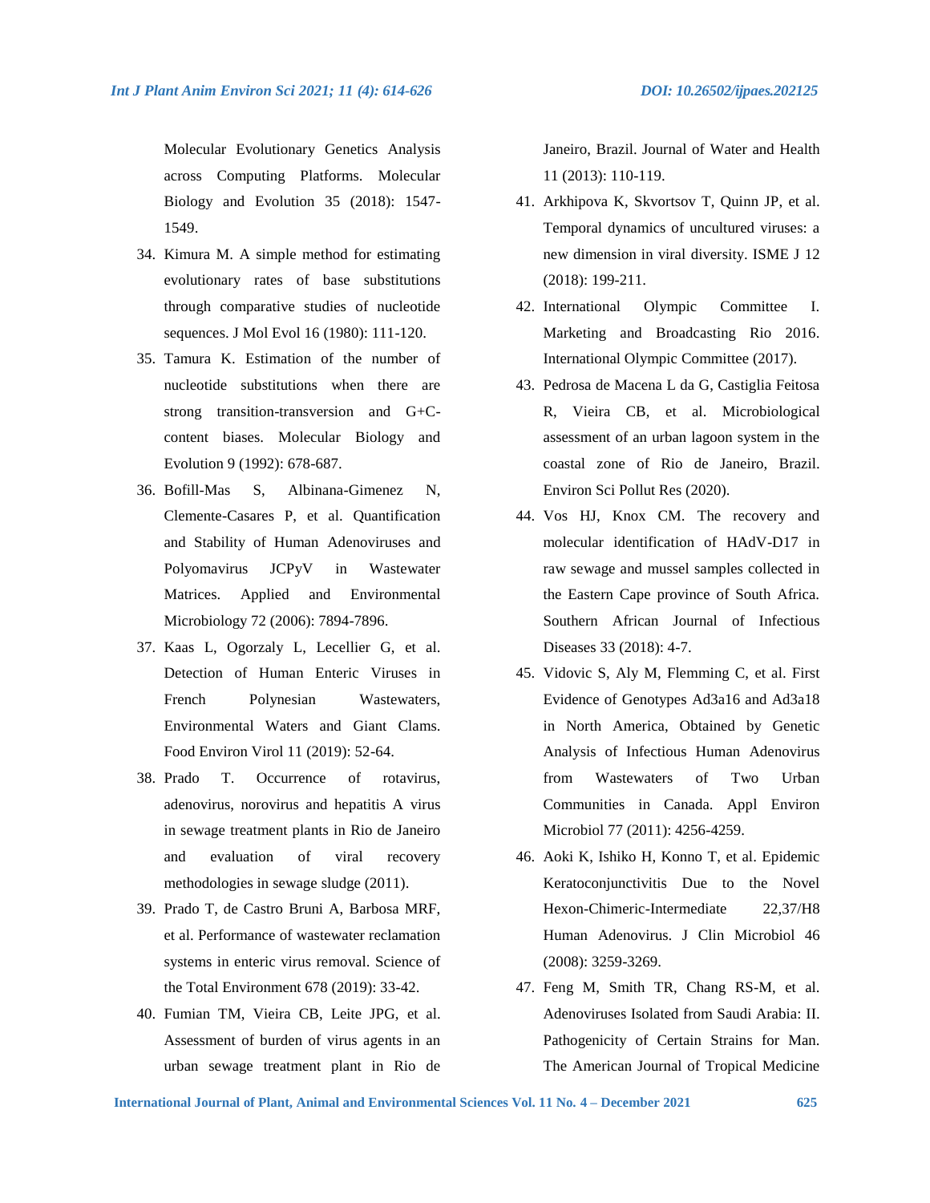Molecular Evolutionary Genetics Analysis across Computing Platforms. Molecular Biology and Evolution 35 (2018): 1547-1549.

34. Kimura M. A simple method for estimating evolutionary rates of base substitutions through comparative studies of nucleotide sequences. J Mol Evol 16 (1980): 111-120.
35. Tamura K. Estimation of the number of nucleotide substitutions when there are strong transition-transversion and G+C-content biases. Molecular Biology and Evolution 9 (1992): 678-687.
36. Bofill-Mas S, Albinana-Gimenez N, Clemente-Casares P, et al. Quantification and Stability of Human Adenoviruses and Polyomavirus JCPyV in Wastewater Matrices. Applied and Environmental Microbiology 72 (2006): 7894-7896.
37. Kaas L, Ogorzaly L, Lecellier G, et al. Detection of Human Enteric Viruses in French Polynesian Wastewaters, Environmental Waters and Giant Clams. Food Environ Virol 11 (2019): 52-64.
38. Prado T. Occurrence of rotavirus, adenovirus, norovirus and hepatitis A virus in sewage treatment plants in Rio de Janeiro and evaluation of viral recovery methodologies in sewage sludge (2011).
39. Prado T, de Castro Bruni A, Barbosa MRF, et al. Performance of wastewater reclamation systems in enteric virus removal. Science of the Total Environment 678 (2019): 33-42.
40. Fumian TM, Vieira CB, Leite JPG, et al. Assessment of burden of virus agents in an urban sewage treatment plant in Rio de Janeiro, Brazil. Journal of Water and Health 11 (2013): 110-119.
41. Arkhipova K, Skvortsov T, Quinn JP, et al. Temporal dynamics of uncultured viruses: a new dimension in viral diversity. ISME J 12 (2018): 199-211.
42. International Olympic Committee I. Marketing and Broadcasting Rio 2016. International Olympic Committee (2017).
43. Pedrosa de Macena L da G, Castiglia Feitosa R, Vieira CB, et al. Microbiological assessment of an urban lagoon system in the coastal zone of Rio de Janeiro, Brazil. Environ Sci Pollut Res (2020).
44. Vos HJ, Knox CM. The recovery and molecular identification of HAdV-D17 in raw sewage and mussel samples collected in the Eastern Cape province of South Africa. Southern African Journal of Infectious Diseases 33 (2018): 4-7.
45. Vidovic S, Aly M, Flemming C, et al. First Evidence of Genotypes Ad3a16 and Ad3a18 in North America, Obtained by Genetic Analysis of Infectious Human Adenovirus from Wastewaters of Two Urban Communities in Canada. Appl Environ Microbiol 77 (2011): 4256-4259.
46. Aoki K, Ishiko H, Konno T, et al. Epidemic Keratoconjunctivitis Due to the Novel Hexon-Chimeric-Intermediate 22,37/H8 Human Adenovirus. J Clin Microbiol 46 (2008): 3259-3269.
47. Feng M, Smith TR, Chang RS-M, et al. Adenoviruses Isolated from Saudi Arabia: II. Pathogenicity of Certain Strains for Man. The American Journal of Tropical Medicine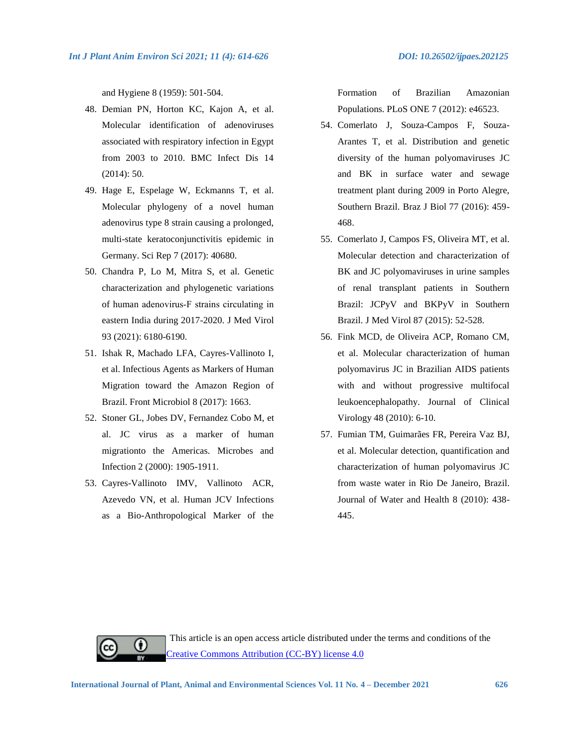and Hygiene 8 (1959): 501-504.

48. Demian PN, Horton KC, Kajon A, et al. Molecular identification of adenoviruses associated with respiratory infection in Egypt from 2003 to 2010. BMC Infect Dis 14 (2014): 50.
49. Hage E, Espelage W, Eckmanns T, et al. Molecular phylogeny of a novel human adenovirus type 8 strain causing a prolonged, multi-state keratoconjunctivitis epidemic in Germany. Sci Rep 7 (2017): 40680.
50. Chandra P, Lo M, Mitra S, et al. Genetic characterization and phylogenetic variations of human adenovirus-F strains circulating in eastern India during 2017-2020. J Med Virol 93 (2021): 6180-6190.
51. Ishak R, Machado LFA, Cayres-Vallinoto I, et al. Infectious Agents as Markers of Human Migration toward the Amazon Region of Brazil. Front Microbiol 8 (2017): 1663.
52. Stoner GL, Jobes DV, Fernandez Cobo M, et al. JC virus as a marker of human migrationto the Americas. Microbes and Infection 2 (2000): 1905-1911.
53. Cayres-Vallinoto IMV, Vallinoto ACR, Azevedo VN, et al. Human JCV Infections as a Bio-Anthropological Marker of the Formation of Brazilian Amazonian Populations. PLoS ONE 7 (2012): e46523.
54. Comerlato J, Souza-Campos F, Souza-Arantes T, et al. Distribution and genetic diversity of the human polyomaviruses JC and BK in surface water and sewage treatment plant during 2009 in Porto Alegre, Southern Brazil. Braz J Biol 77 (2016): 459-468.
55. Comerlato J, Campos FS, Oliveira MT, et al. Molecular detection and characterization of BK and JC polyomaviruses in urine samples of renal transplant patients in Southern Brazil: JCPyV and BKPyV in Southern Brazil. J Med Virol 87 (2015): 52-528.
56. Fink MCD, de Oliveira ACP, Romano CM, et al. Molecular characterization of human polyomavirus JC in Brazilian AIDS patients with and without progressive multifocal leukoencephalopathy. Journal of Clinical Virology 48 (2010): 6-10.
57. Fumian TM, Guimarães FR, Pereira Vaz BJ, et al. Molecular detection, quantification and characterization of human polyomavirus JC from waste water in Rio De Janeiro, Brazil. Journal of Water and Health 8 (2010): 438-445.

This article is an open access article distributed under the terms and conditions of the [Creative Commons Attribution (CC-BY) license 4.0](https://creativecommons.org/licenses/by/4.0/)